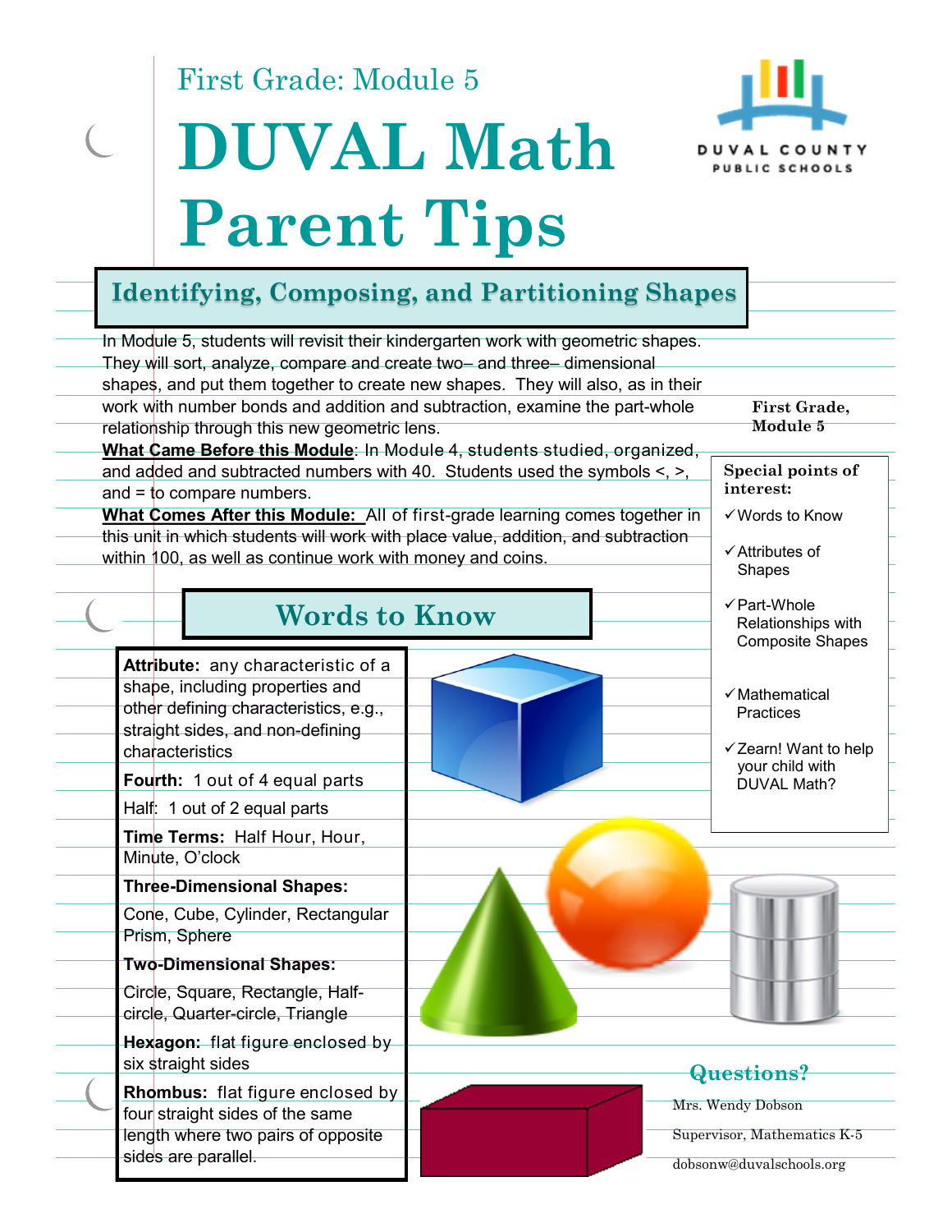First Grade: Module 5

# DUVAL Math Parent Tips

DUVAL COUNTY PUBLIC SCHOOLS

## Identifying, Composing, and Partitioning Shapes

In Module 5, students will revisit their kindergarten work with geometric shapes. They will sort, analyze, compare and create two– and three– dimensional shapes, and put them together to create new shapes. They will also, as in their work with number bonds and addition and subtraction, examine the part-whole relationship through this new geometric lens.

**What Came Before this Module**: In Module 4, students studied, organized, and added and subtracted numbers with 40. Students used the symbols <, >, and = to compare numbers.

**What Comes After this Module:** All of first-grade learning comes together in this unit in which students will work with place value, addition, and subtraction within 100, as well as continue work with money and coins.

**First Grade, Module 5**

**Special points of interest:**

- ✓ Words to Know
- ✓ Attributes of Shapes
- ✓ Part-Whole Relationships with Composite Shapes
- ✓ Mathematical Practices
- ✓ Zearn! Want to help your child with DUVAL Math?

## Words to Know

**Attribute:** any characteristic of a shape, including properties and other defining characteristics, e.g., straight sides, and non-defining characteristics

**Fourth:** 1 out of 4 equal parts

Half: 1 out of 2 equal parts

**Time Terms:** Half Hour, Hour, Minute, O'clock

**Three-Dimensional Shapes:**

Cone, Cube, Cylinder, Rectangular Prism, Sphere

**Two-Dimensional Shapes:**

Circle, Square, Rectangle, Half-circle, Quarter-circle, Triangle

**Hexagon:** flat figure enclosed by six straight sides

**Rhombus:** flat figure enclosed by four straight sides of the same length where two pairs of opposite sides are parallel.

### Questions?

Mrs. Wendy Dobson

Supervisor, Mathematics K-5

dobsonw@duvalschools.org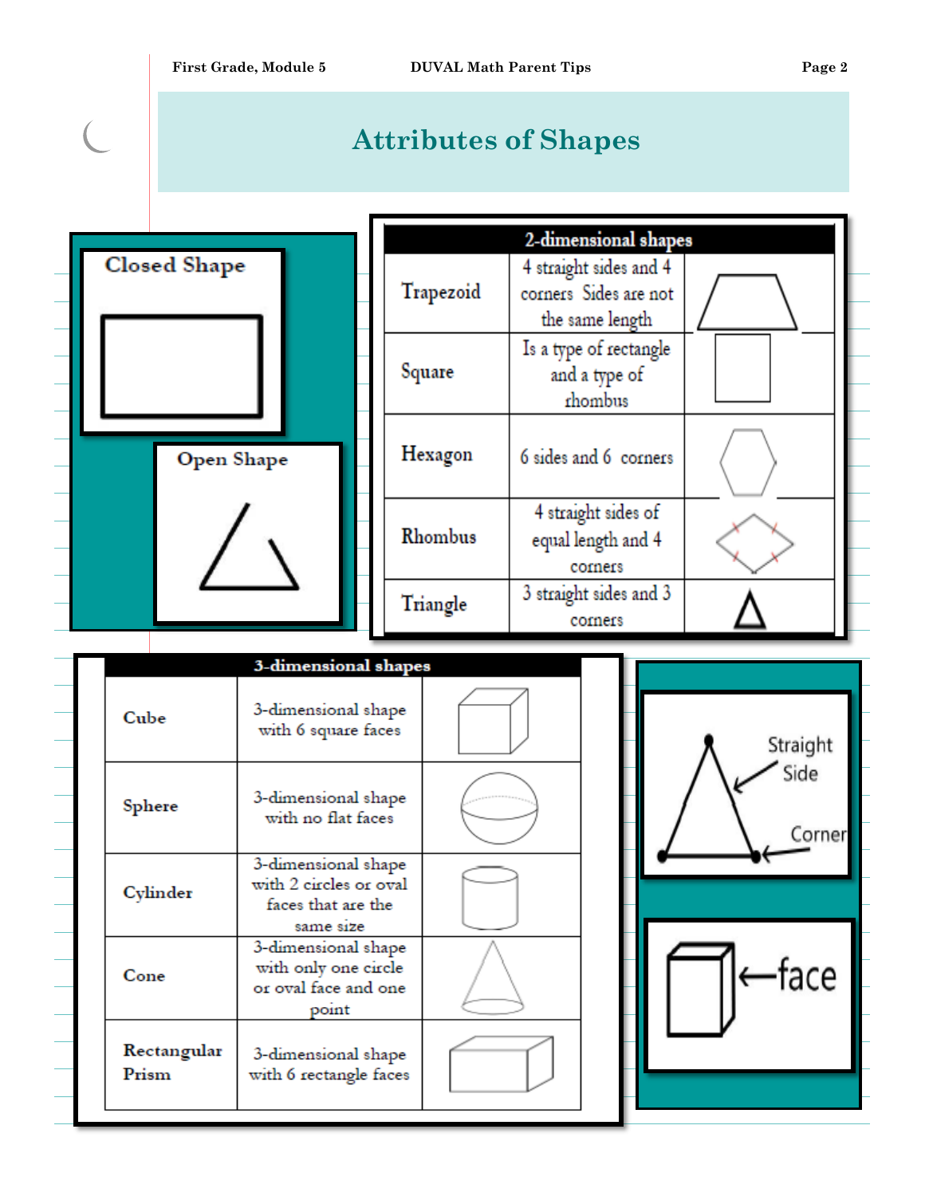# Attributes of Shapes

**Closed Shape**

**Open Shape**

| 2-dimensional shapes | | |
|---|---|---|
| Trapezoid | 4 straight sides and 4 corners Sides are not the same length | |
| Square | Is a type of rectangle and a type of rhombus | |
| Hexagon | 6 sides and 6 corners | |
| Rhombus | 4 straight sides of equal length and 4 corners | |
| Triangle | 3 straight sides and 3 corners | |

| 3-dimensional shapes | | |
|---|---|---|
| **Cube** | 3-dimensional shape with 6 square faces | |
| **Sphere** | 3-dimensional shape with no flat faces | |
| **Cylinder** | 3-dimensional shape with 2 circles or oval faces that are the same size | |
| **Cone** | 3-dimensional shape with only one circle or oval face and one point | |
| **Rectangular Prism** | 3-dimensional shape with 6 rectangle faces | |

Straight Side

Corner

←face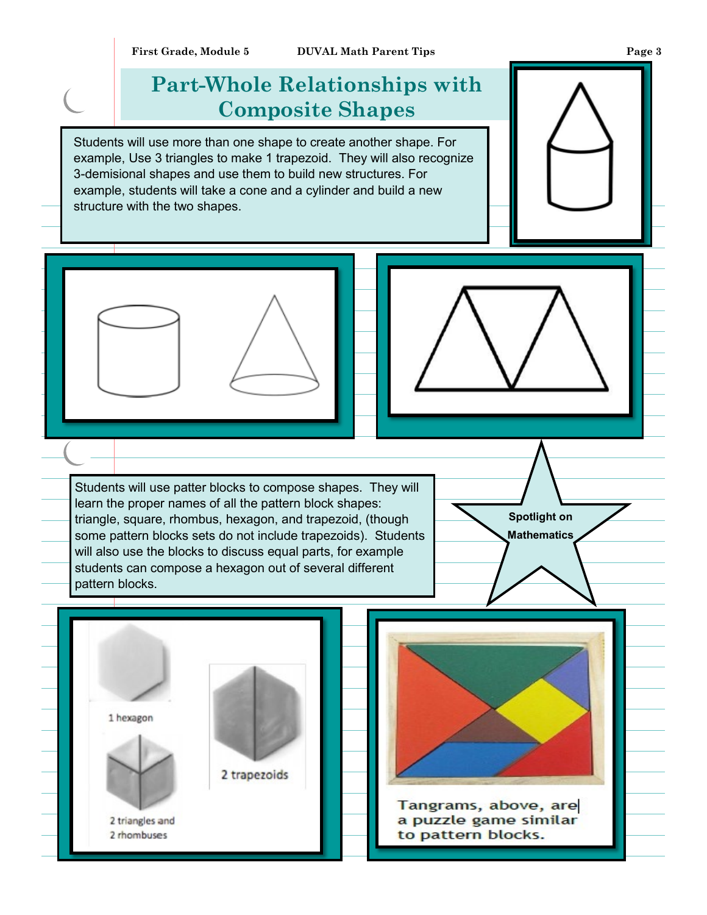# Part-Whole Relationships with Composite Shapes

Students will use more than one shape to create another shape. For example, Use 3 triangles to make 1 trapezoid. They will also recognize 3-demisional shapes and use them to build new structures. For example, students will take a cone and a cylinder and build a new structure with the two shapes.

Students will use patter blocks to compose shapes. They will learn the proper names of all the pattern block shapes: triangle, square, rhombus, hexagon, and trapezoid, (though some pattern blocks sets do not include trapezoids). Students will also use the blocks to discuss equal parts, for example students can compose a hexagon out of several different pattern blocks.

**Spotlight on Mathematics**

1 hexagon

2 trapezoids

2 triangles and 2 rhombuses

Tangrams, above, are a puzzle game similar to pattern blocks.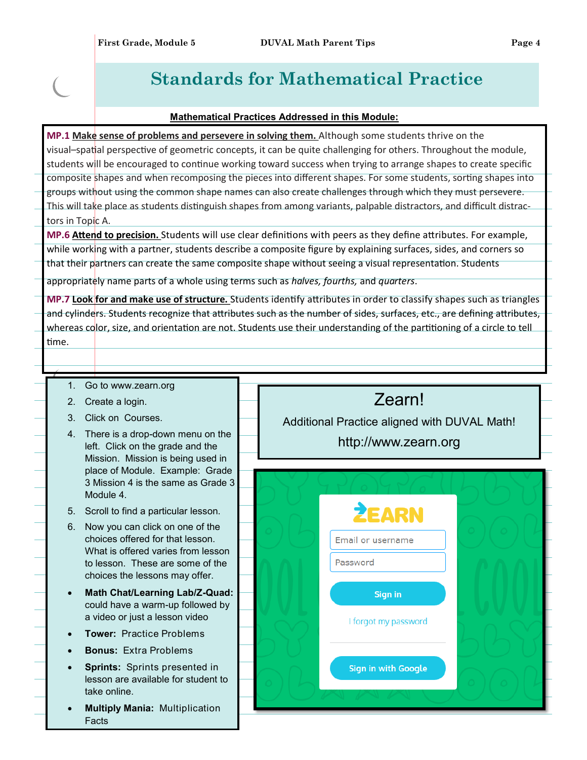# Standards for Mathematical Practice

**Mathematical Practices Addressed in this Module:**

**MP.1 Make sense of problems and persevere in solving them.** Although some students thrive on the visual–spatial perspective of geometric concepts, it can be quite challenging for others. Throughout the module, students will be encouraged to continue working toward success when trying to arrange shapes to create specific composite shapes and when recomposing the pieces into different shapes. For some students, sorting shapes into groups without using the common shape names can also create challenges through which they must persevere. This will take place as students distinguish shapes from among variants, palpable distractors, and difficult distractors in Topic A.

**MP.6 Attend to precision.** Students will use clear definitions with peers as they define attributes. For example, while working with a partner, students describe a composite figure by explaining surfaces, sides, and corners so that their partners can create the same composite shape without seeing a visual representation. Students appropriately name parts of a whole using terms such as *halves, fourths,* and *quarters*.

**MP.7 Look for and make use of structure.** Students identify attributes in order to classify shapes such as triangles and cylinders. Students recognize that attributes such as the number of sides, surfaces, etc., are defining attributes, whereas color, size, and orientation are not. Students use their understanding of the partitioning of a circle to tell time.

1. Go to www.zearn.org
2. Create a login.
3. Click on Courses.
4. There is a drop-down menu on the left. Click on the grade and the Mission. Mission is being used in place of Module. Example: Grade 3 Mission 4 is the same as Grade 3 Module 4.
5. Scroll to find a particular lesson.
6. Now you can click on one of the choices offered for that lesson. What is offered varies from lesson to lesson. These are some of the choices the lessons may offer.

- **Math Chat/Learning Lab/Z-Quad:** could have a warm-up followed by a video or just a lesson video
- **Tower:** Practice Problems
- **Bonus:** Extra Problems
- **Sprints:** Sprints presented in lesson are available for student to take online.
- **Multiply Mania:** Multiplication Facts

## Zearn!

Additional Practice aligned with DUVAL Math!

http://www.zearn.org

ZEARN

Email or username

Password

Sign in

I forgot my password

Sign in with Google